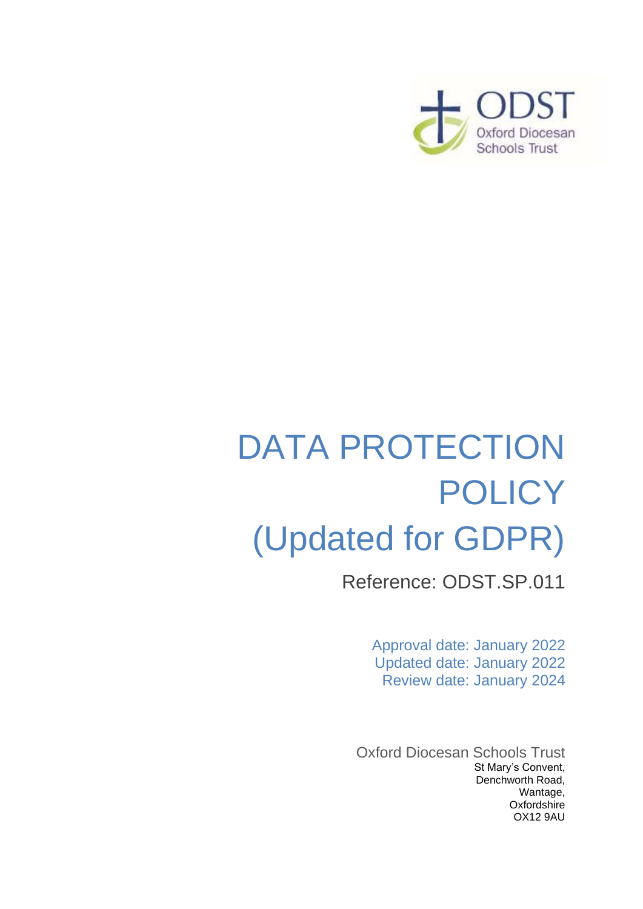ODST

Oxford Diocesan Schools Trust

# DATA PROTECTION POLICY (Updated for GDPR)

Reference: ODST.SP.011

Approval date: January 2022
Updated date: January 2022
Review date: January 2024

Oxford Diocesan Schools Trust
St Mary's Convent,
Denchworth Road,
Wantage,
Oxfordshire
OX12 9AU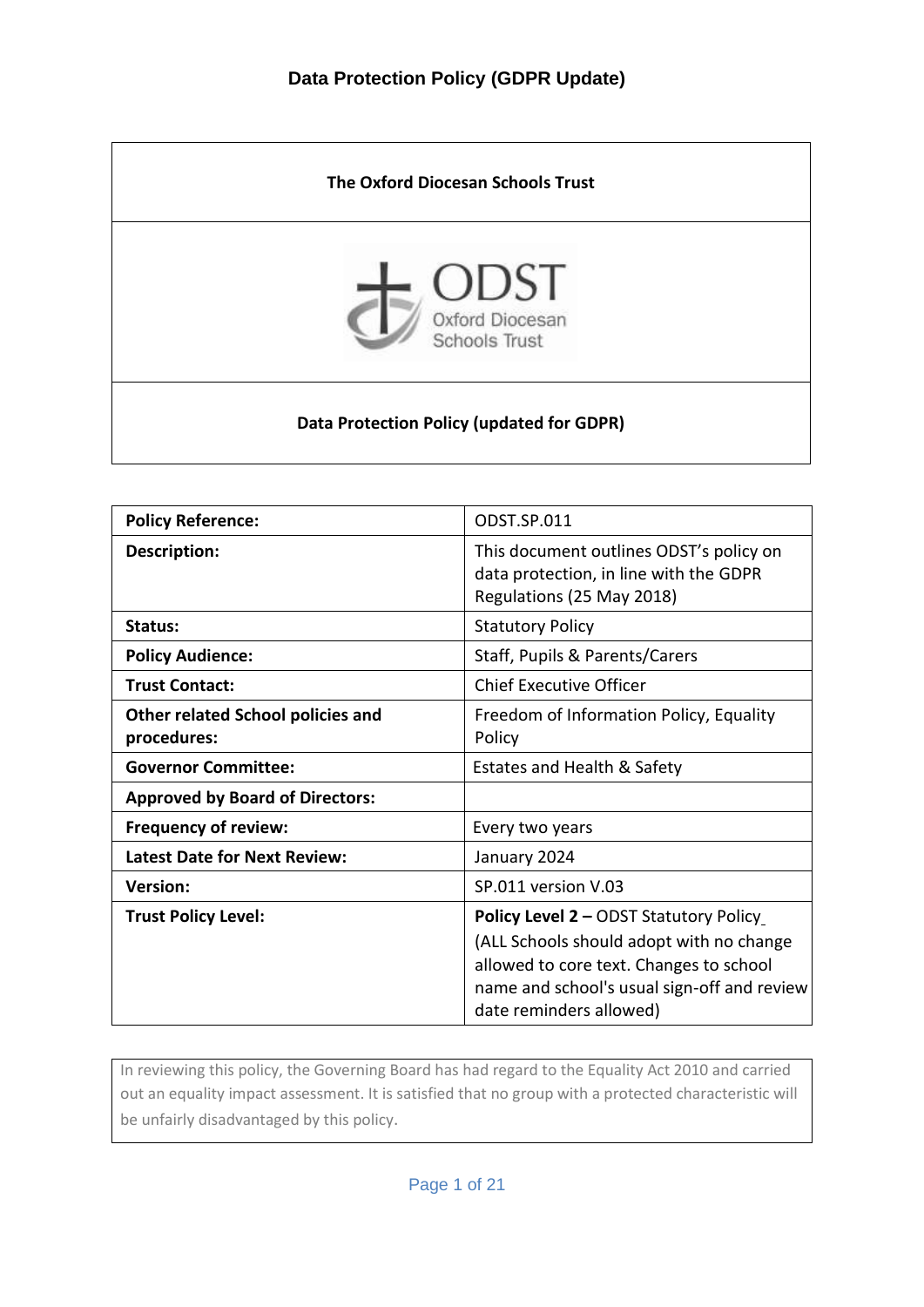# Data Protection Policy (GDPR Update)

| The Oxford Diocesan Schools Trust |
|---|
| ODST Oxford Diocesan Schools Trust |
| Data Protection Policy (updated for GDPR) |

| Policy Reference: | ODST.SP.011 |
|---|---|
| Description: | This document outlines ODST's policy on data protection, in line with the GDPR Regulations (25 May 2018) |
| Status: | Statutory Policy |
| Policy Audience: | Staff, Pupils & Parents/Carers |
| Trust Contact: | Chief Executive Officer |
| Other related School policies and procedures: | Freedom of Information Policy, Equality Policy |
| Governor Committee: | Estates and Health & Safety |
| Approved by Board of Directors: | |
| Frequency of review: | Every two years |
| Latest Date for Next Review: | January 2024 |
| Version: | SP.011 version V.03 |
| Trust Policy Level: | **Policy Level 2 –** ODST Statutory Policy (ALL Schools should adopt with no change allowed to core text. Changes to school name and school's usual sign-off and review date reminders allowed) |

In reviewing this policy, the Governing Board has had regard to the Equality Act 2010 and carried out an equality impact assessment. It is satisfied that no group with a protected characteristic will be unfairly disadvantaged by this policy.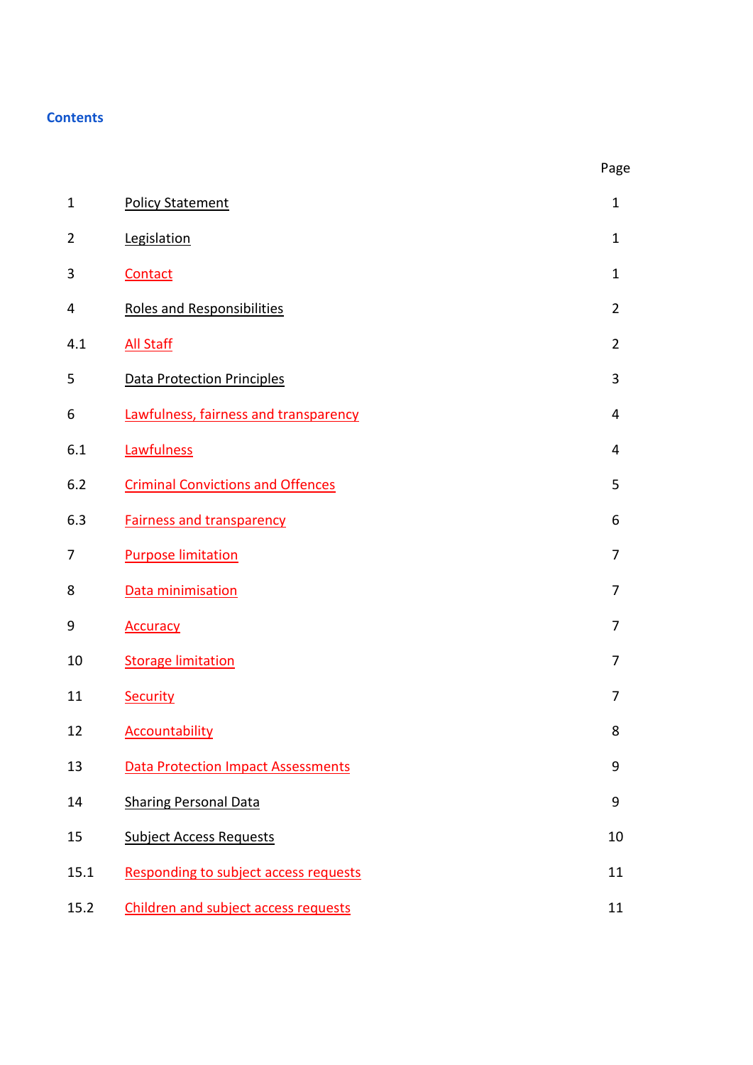## Contents

| | | Page |
|---|---|---|
| 1 | Policy Statement | 1 |
| 2 | Legislation | 1 |
| 3 | Contact | 1 |
| 4 | Roles and Responsibilities | 2 |
| 4.1 | All Staff | 2 |
| 5 | Data Protection Principles | 3 |
| 6 | Lawfulness, fairness and transparency | 4 |
| 6.1 | Lawfulness | 4 |
| 6.2 | Criminal Convictions and Offences | 5 |
| 6.3 | Fairness and transparency | 6 |
| 7 | Purpose limitation | 7 |
| 8 | Data minimisation | 7 |
| 9 | Accuracy | 7 |
| 10 | Storage limitation | 7 |
| 11 | Security | 7 |
| 12 | Accountability | 8 |
| 13 | Data Protection Impact Assessments | 9 |
| 14 | Sharing Personal Data | 9 |
| 15 | Subject Access Requests | 10 |
| 15.1 | Responding to subject access requests | 11 |
| 15.2 | Children and subject access requests | 11 |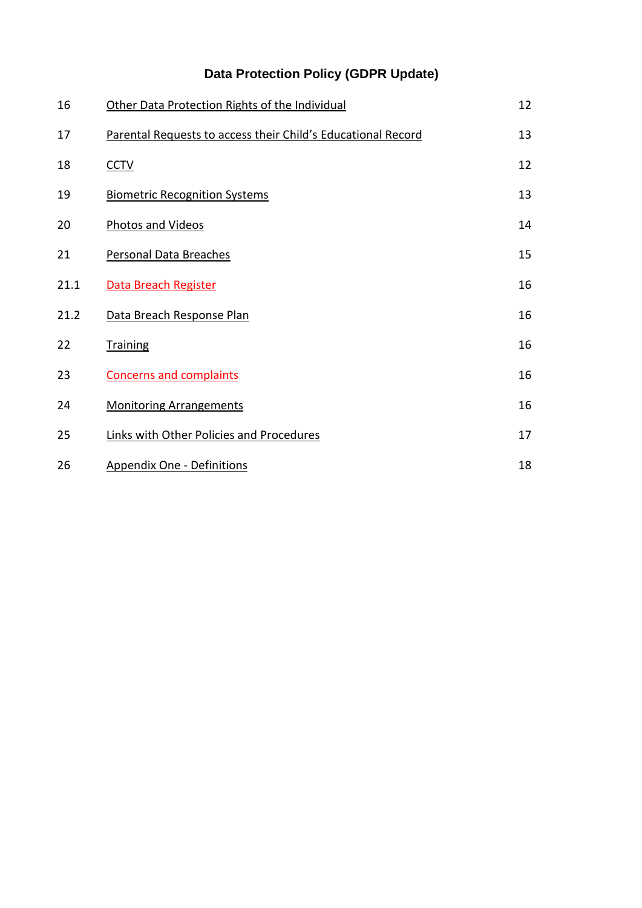# Data Protection Policy (GDPR Update)

| | | |
|---|---|---|
| 16 | Other Data Protection Rights of the Individual | 12 |
| 17 | Parental Requests to access their Child's Educational Record | 13 |
| 18 | CCTV | 12 |
| 19 | Biometric Recognition Systems | 13 |
| 20 | Photos and Videos | 14 |
| 21 | Personal Data Breaches | 15 |
| 21.1 | Data Breach Register | 16 |
| 21.2 | Data Breach Response Plan | 16 |
| 22 | Training | 16 |
| 23 | Concerns and complaints | 16 |
| 24 | Monitoring Arrangements | 16 |
| 25 | Links with Other Policies and Procedures | 17 |
| 26 | Appendix One - Definitions | 18 |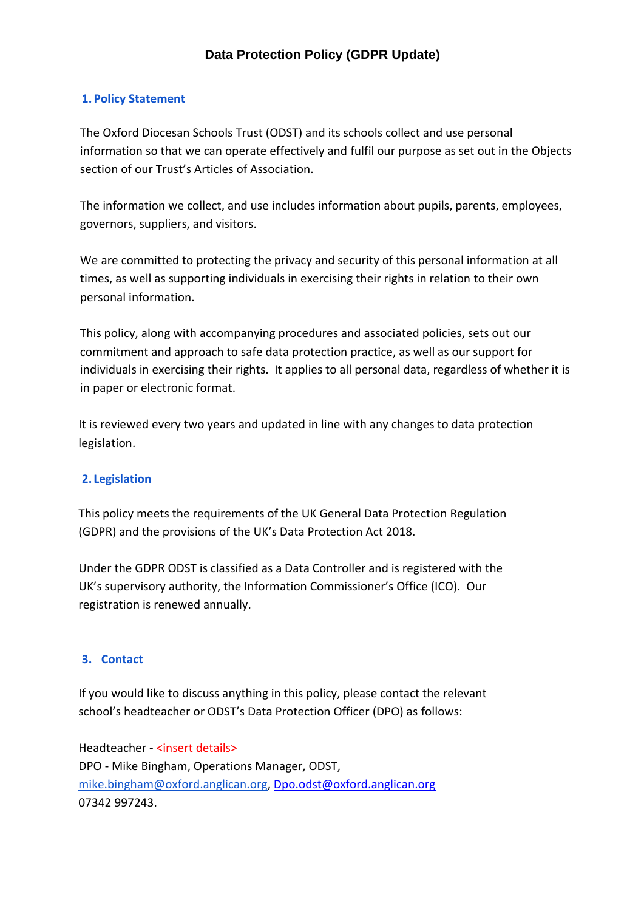# Data Protection Policy (GDPR Update)

## 1. Policy Statement

The Oxford Diocesan Schools Trust (ODST) and its schools collect and use personal information so that we can operate effectively and fulfil our purpose as set out in the Objects section of our Trust's Articles of Association.

The information we collect, and use includes information about pupils, parents, employees, governors, suppliers, and visitors.

We are committed to protecting the privacy and security of this personal information at all times, as well as supporting individuals in exercising their rights in relation to their own personal information.

This policy, along with accompanying procedures and associated policies, sets out our commitment and approach to safe data protection practice, as well as our support for individuals in exercising their rights. It applies to all personal data, regardless of whether it is in paper or electronic format.

It is reviewed every two years and updated in line with any changes to data protection legislation.

## 2. Legislation

This policy meets the requirements of the UK General Data Protection Regulation (GDPR) and the provisions of the UK's Data Protection Act 2018.

Under the GDPR ODST is classified as a Data Controller and is registered with the UK's supervisory authority, the Information Commissioner's Office (ICO). Our registration is renewed annually.

## 3. Contact

If you would like to discuss anything in this policy, please contact the relevant school's headteacher or ODST's Data Protection Officer (DPO) as follows:

Headteacher - <insert details>
DPO - Mike Bingham, Operations Manager, ODST,
mike.bingham@oxford.anglican.org, Dpo.odst@oxford.anglican.org
07342 997243.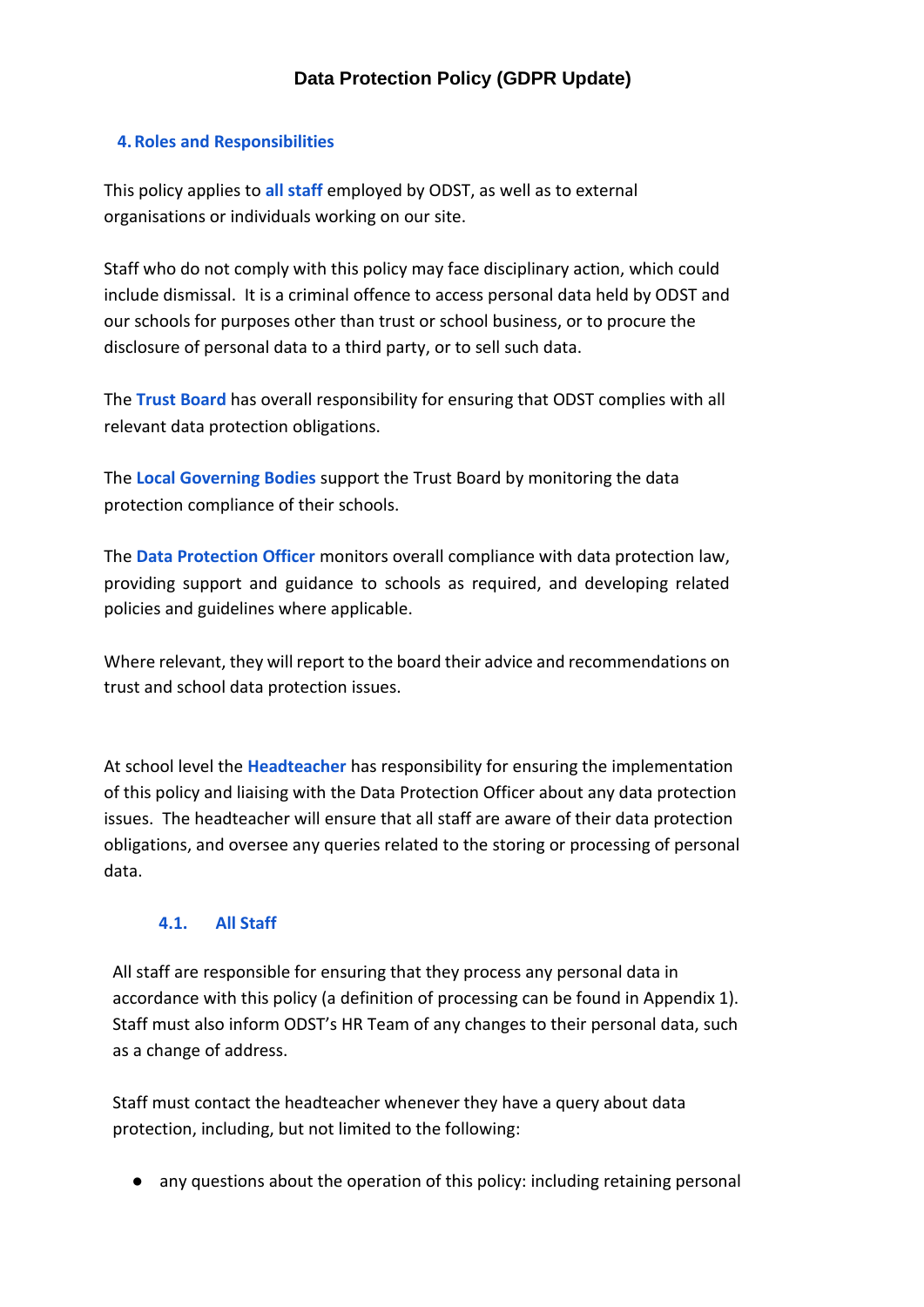## 4. Roles and Responsibilities

This policy applies to **all staff** employed by ODST, as well as to external organisations or individuals working on our site.

Staff who do not comply with this policy may face disciplinary action, which could include dismissal. It is a criminal offence to access personal data held by ODST and our schools for purposes other than trust or school business, or to procure the disclosure of personal data to a third party, or to sell such data.

The **Trust Board** has overall responsibility for ensuring that ODST complies with all relevant data protection obligations.

The **Local Governing Bodies** support the Trust Board by monitoring the data protection compliance of their schools.

The **Data Protection Officer** monitors overall compliance with data protection law, providing support and guidance to schools as required, and developing related policies and guidelines where applicable.

Where relevant, they will report to the board their advice and recommendations on trust and school data protection issues.

At school level the **Headteacher** has responsibility for ensuring the implementation of this policy and liaising with the Data Protection Officer about any data protection issues. The headteacher will ensure that all staff are aware of their data protection obligations, and oversee any queries related to the storing or processing of personal data.

### 4.1. All Staff

All staff are responsible for ensuring that they process any personal data in accordance with this policy (a definition of processing can be found in Appendix 1). Staff must also inform ODST's HR Team of any changes to their personal data, such as a change of address.

Staff must contact the headteacher whenever they have a query about data protection, including, but not limited to the following:

- any questions about the operation of this policy: including retaining personal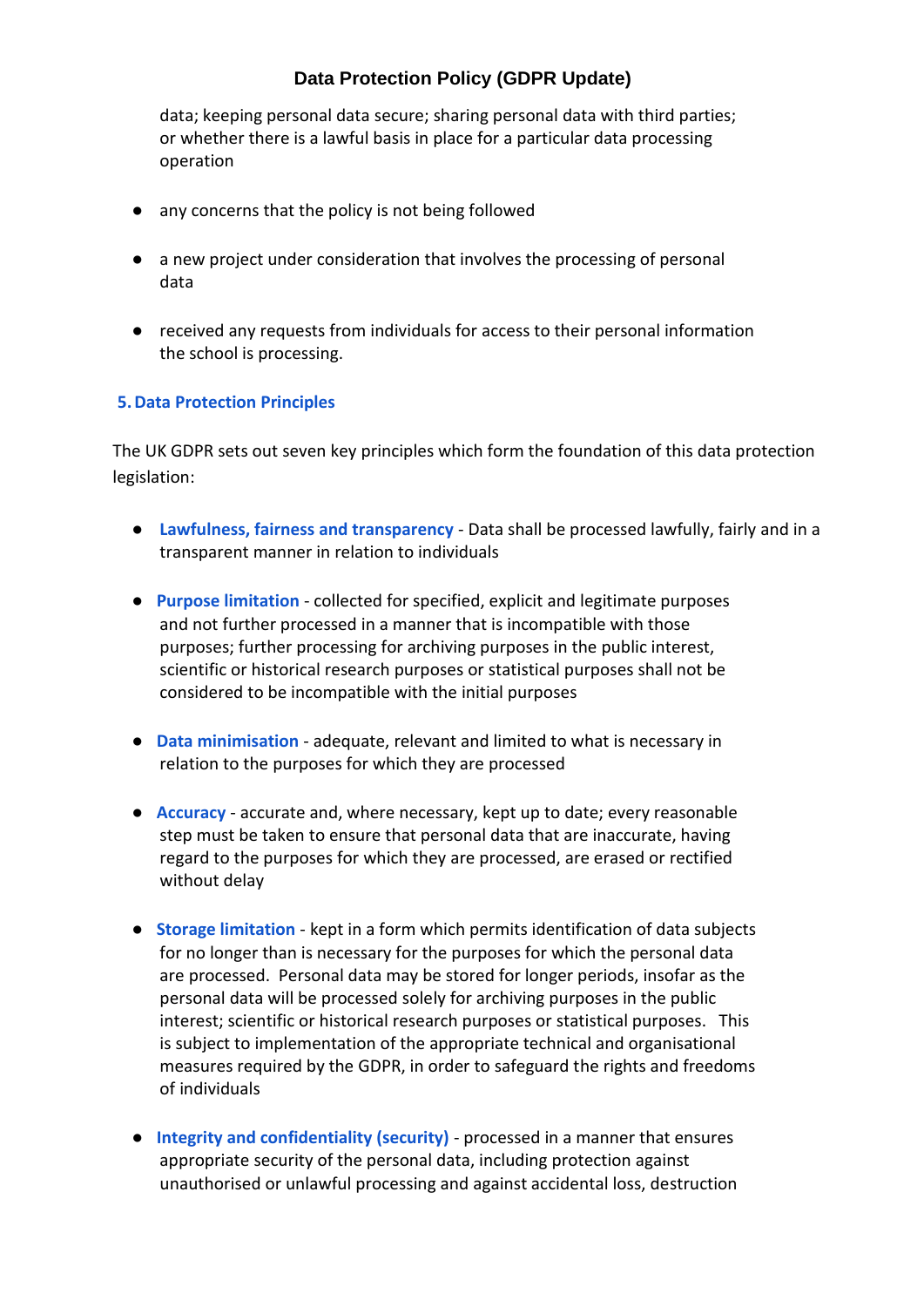data; keeping personal data secure; sharing personal data with third parties; or whether there is a lawful basis in place for a particular data processing operation

- any concerns that the policy is not being followed
- a new project under consideration that involves the processing of personal data
- received any requests from individuals for access to their personal information the school is processing.

## 5. Data Protection Principles

The UK GDPR sets out seven key principles which form the foundation of this data protection legislation:

- **Lawfulness, fairness and transparency** - Data shall be processed lawfully, fairly and in a transparent manner in relation to individuals
- **Purpose limitation** - collected for specified, explicit and legitimate purposes and not further processed in a manner that is incompatible with those purposes; further processing for archiving purposes in the public interest, scientific or historical research purposes or statistical purposes shall not be considered to be incompatible with the initial purposes
- **Data minimisation** - adequate, relevant and limited to what is necessary in relation to the purposes for which they are processed
- **Accuracy** - accurate and, where necessary, kept up to date; every reasonable step must be taken to ensure that personal data that are inaccurate, having regard to the purposes for which they are processed, are erased or rectified without delay
- **Storage limitation** - kept in a form which permits identification of data subjects for no longer than is necessary for the purposes for which the personal data are processed. Personal data may be stored for longer periods, insofar as the personal data will be processed solely for archiving purposes in the public interest; scientific or historical research purposes or statistical purposes. This is subject to implementation of the appropriate technical and organisational measures required by the GDPR, in order to safeguard the rights and freedoms of individuals
- **Integrity and confidentiality (security)** - processed in a manner that ensures appropriate security of the personal data, including protection against unauthorised or unlawful processing and against accidental loss, destruction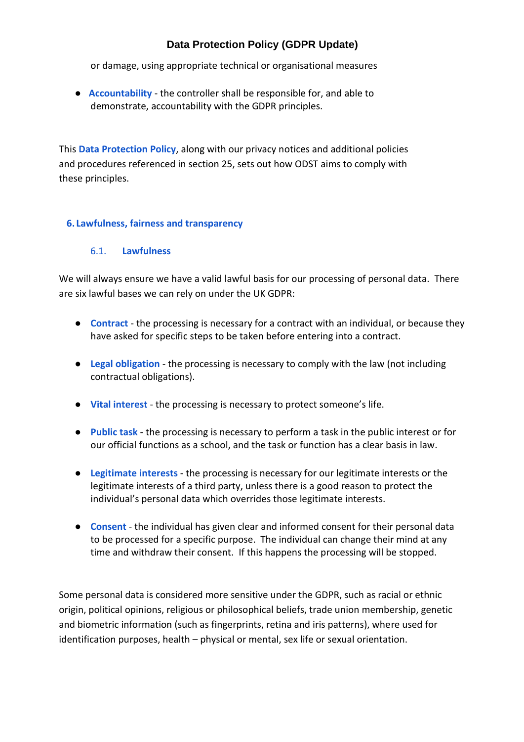or damage, using appropriate technical or organisational measures

- **Accountability** - the controller shall be responsible for, and able to demonstrate, accountability with the GDPR principles.

This **Data Protection Policy**, along with our privacy notices and additional policies and procedures referenced in section 25, sets out how ODST aims to comply with these principles.

## 6. Lawfulness, fairness and transparency

### 6.1. Lawfulness

We will always ensure we have a valid lawful basis for our processing of personal data. There are six lawful bases we can rely on under the UK GDPR:

- **Contract** - the processing is necessary for a contract with an individual, or because they have asked for specific steps to be taken before entering into a contract.

- **Legal obligation** - the processing is necessary to comply with the law (not including contractual obligations).

- **Vital interest** - the processing is necessary to protect someone's life.

- **Public task** - the processing is necessary to perform a task in the public interest or for our official functions as a school, and the task or function has a clear basis in law.

- **Legitimate interests** - the processing is necessary for our legitimate interests or the legitimate interests of a third party, unless there is a good reason to protect the individual's personal data which overrides those legitimate interests.

- **Consent** - the individual has given clear and informed consent for their personal data to be processed for a specific purpose. The individual can change their mind at any time and withdraw their consent. If this happens the processing will be stopped.

Some personal data is considered more sensitive under the GDPR, such as racial or ethnic origin, political opinions, religious or philosophical beliefs, trade union membership, genetic and biometric information (such as fingerprints, retina and iris patterns), where used for identification purposes, health – physical or mental, sex life or sexual orientation.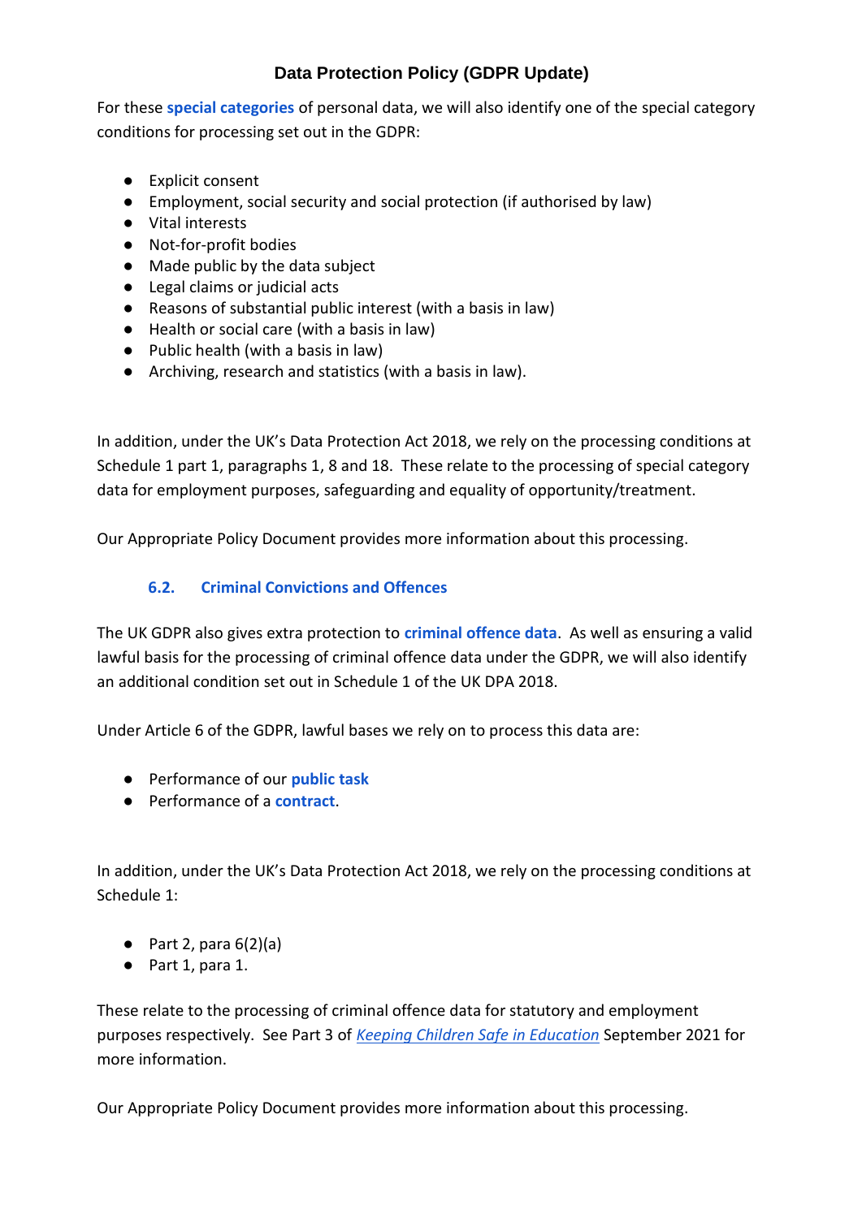For these **special categories** of personal data, we will also identify one of the special category conditions for processing set out in the GDPR:

- Explicit consent
- Employment, social security and social protection (if authorised by law)
- Vital interests
- Not-for-profit bodies
- Made public by the data subject
- Legal claims or judicial acts
- Reasons of substantial public interest (with a basis in law)
- Health or social care (with a basis in law)
- Public health (with a basis in law)
- Archiving, research and statistics (with a basis in law).

In addition, under the UK's Data Protection Act 2018, we rely on the processing conditions at Schedule 1 part 1, paragraphs 1, 8 and 18. These relate to the processing of special category data for employment purposes, safeguarding and equality of opportunity/treatment.

Our Appropriate Policy Document provides more information about this processing.

### 6.2. Criminal Convictions and Offences

The UK GDPR also gives extra protection to **criminal offence data**. As well as ensuring a valid lawful basis for the processing of criminal offence data under the GDPR, we will also identify an additional condition set out in Schedule 1 of the UK DPA 2018.

Under Article 6 of the GDPR, lawful bases we rely on to process this data are:

- Performance of our **public task**
- Performance of a **contract**.

In addition, under the UK's Data Protection Act 2018, we rely on the processing conditions at Schedule 1:

- Part 2, para 6(2)(a)
- Part 1, para 1.

These relate to the processing of criminal offence data for statutory and employment purposes respectively. See Part 3 of *Keeping Children Safe in Education* September 2021 for more information.

Our Appropriate Policy Document provides more information about this processing.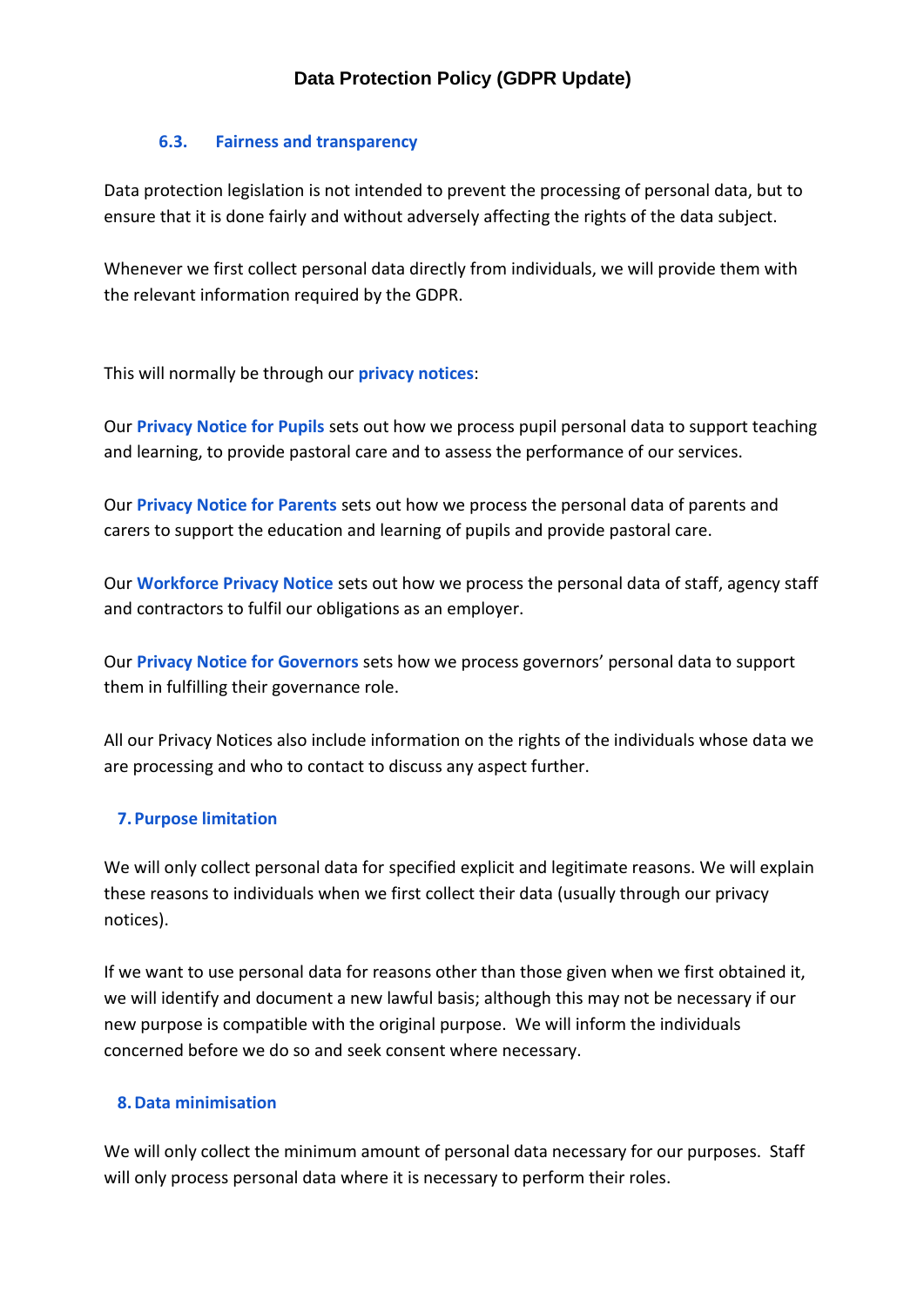### 6.3. Fairness and transparency

Data protection legislation is not intended to prevent the processing of personal data, but to ensure that it is done fairly and without adversely affecting the rights of the data subject.

Whenever we first collect personal data directly from individuals, we will provide them with the relevant information required by the GDPR.

This will normally be through our **privacy notices**:

Our **Privacy Notice for Pupils** sets out how we process pupil personal data to support teaching and learning, to provide pastoral care and to assess the performance of our services.

Our **Privacy Notice for Parents** sets out how we process the personal data of parents and carers to support the education and learning of pupils and provide pastoral care.

Our **Workforce Privacy Notice** sets out how we process the personal data of staff, agency staff and contractors to fulfil our obligations as an employer.

Our **Privacy Notice for Governors** sets how we process governors' personal data to support them in fulfilling their governance role.

All our Privacy Notices also include information on the rights of the individuals whose data we are processing and who to contact to discuss any aspect further.

## 7. Purpose limitation

We will only collect personal data for specified explicit and legitimate reasons. We will explain these reasons to individuals when we first collect their data (usually through our privacy notices).

If we want to use personal data for reasons other than those given when we first obtained it, we will identify and document a new lawful basis; although this may not be necessary if our new purpose is compatible with the original purpose. We will inform the individuals concerned before we do so and seek consent where necessary.

## 8. Data minimisation

We will only collect the minimum amount of personal data necessary for our purposes. Staff will only process personal data where it is necessary to perform their roles.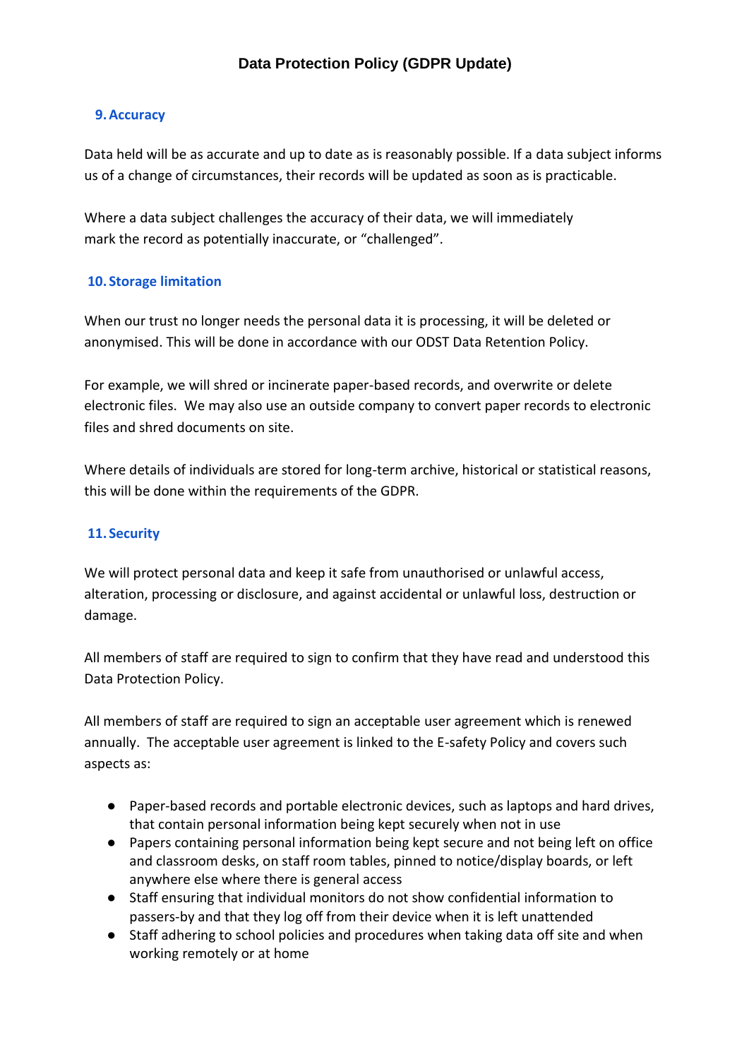## 9. Accuracy

Data held will be as accurate and up to date as is reasonably possible. If a data subject informs us of a change of circumstances, their records will be updated as soon as is practicable.

Where a data subject challenges the accuracy of their data, we will immediately mark the record as potentially inaccurate, or "challenged".

## 10. Storage limitation

When our trust no longer needs the personal data it is processing, it will be deleted or anonymised. This will be done in accordance with our ODST Data Retention Policy.

For example, we will shred or incinerate paper-based records, and overwrite or delete electronic files. We may also use an outside company to convert paper records to electronic files and shred documents on site.

Where details of individuals are stored for long-term archive, historical or statistical reasons, this will be done within the requirements of the GDPR.

## 11. Security

We will protect personal data and keep it safe from unauthorised or unlawful access, alteration, processing or disclosure, and against accidental or unlawful loss, destruction or damage.

All members of staff are required to sign to confirm that they have read and understood this Data Protection Policy.

All members of staff are required to sign an acceptable user agreement which is renewed annually. The acceptable user agreement is linked to the E-safety Policy and covers such aspects as:

- Paper-based records and portable electronic devices, such as laptops and hard drives, that contain personal information being kept securely when not in use
- Papers containing personal information being kept secure and not being left on office and classroom desks, on staff room tables, pinned to notice/display boards, or left anywhere else where there is general access
- Staff ensuring that individual monitors do not show confidential information to passers-by and that they log off from their device when it is left unattended
- Staff adhering to school policies and procedures when taking data off site and when working remotely or at home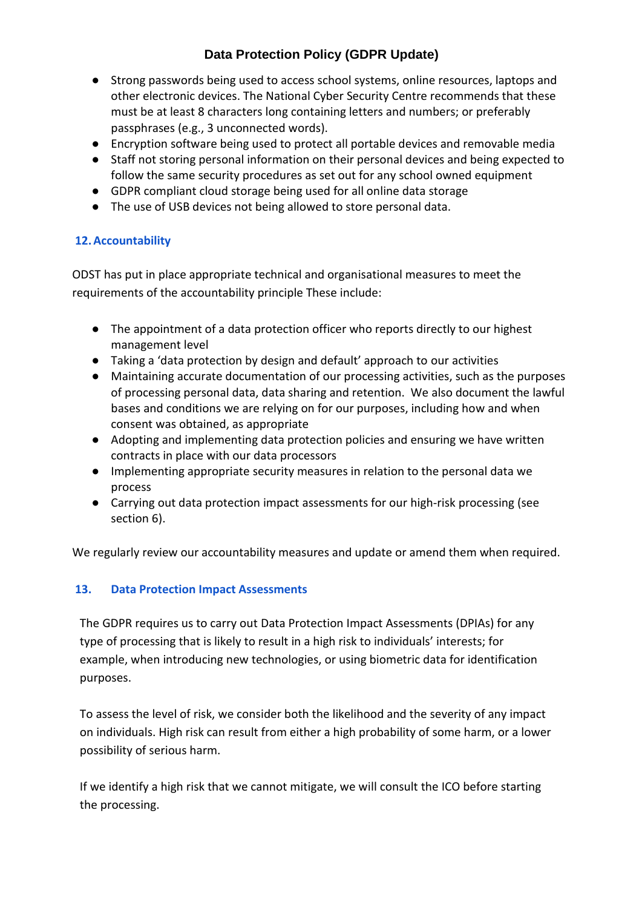- Strong passwords being used to access school systems, online resources, laptops and other electronic devices. The National Cyber Security Centre recommends that these must be at least 8 characters long containing letters and numbers; or preferably passphrases (e.g., 3 unconnected words).
- Encryption software being used to protect all portable devices and removable media
- Staff not storing personal information on their personal devices and being expected to follow the same security procedures as set out for any school owned equipment
- GDPR compliant cloud storage being used for all online data storage
- The use of USB devices not being allowed to store personal data.

## 12. Accountability

ODST has put in place appropriate technical and organisational measures to meet the requirements of the accountability principle These include:

- The appointment of a data protection officer who reports directly to our highest management level
- Taking a 'data protection by design and default' approach to our activities
- Maintaining accurate documentation of our processing activities, such as the purposes of processing personal data, data sharing and retention. We also document the lawful bases and conditions we are relying on for our purposes, including how and when consent was obtained, as appropriate
- Adopting and implementing data protection policies and ensuring we have written contracts in place with our data processors
- Implementing appropriate security measures in relation to the personal data we process
- Carrying out data protection impact assessments for our high-risk processing (see section 6).

We regularly review our accountability measures and update or amend them when required.

## 13. Data Protection Impact Assessments

The GDPR requires us to carry out Data Protection Impact Assessments (DPIAs) for any type of processing that is likely to result in a high risk to individuals' interests; for example, when introducing new technologies, or using biometric data for identification purposes.

To assess the level of risk, we consider both the likelihood and the severity of any impact on individuals. High risk can result from either a high probability of some harm, or a lower possibility of serious harm.

If we identify a high risk that we cannot mitigate, we will consult the ICO before starting the processing.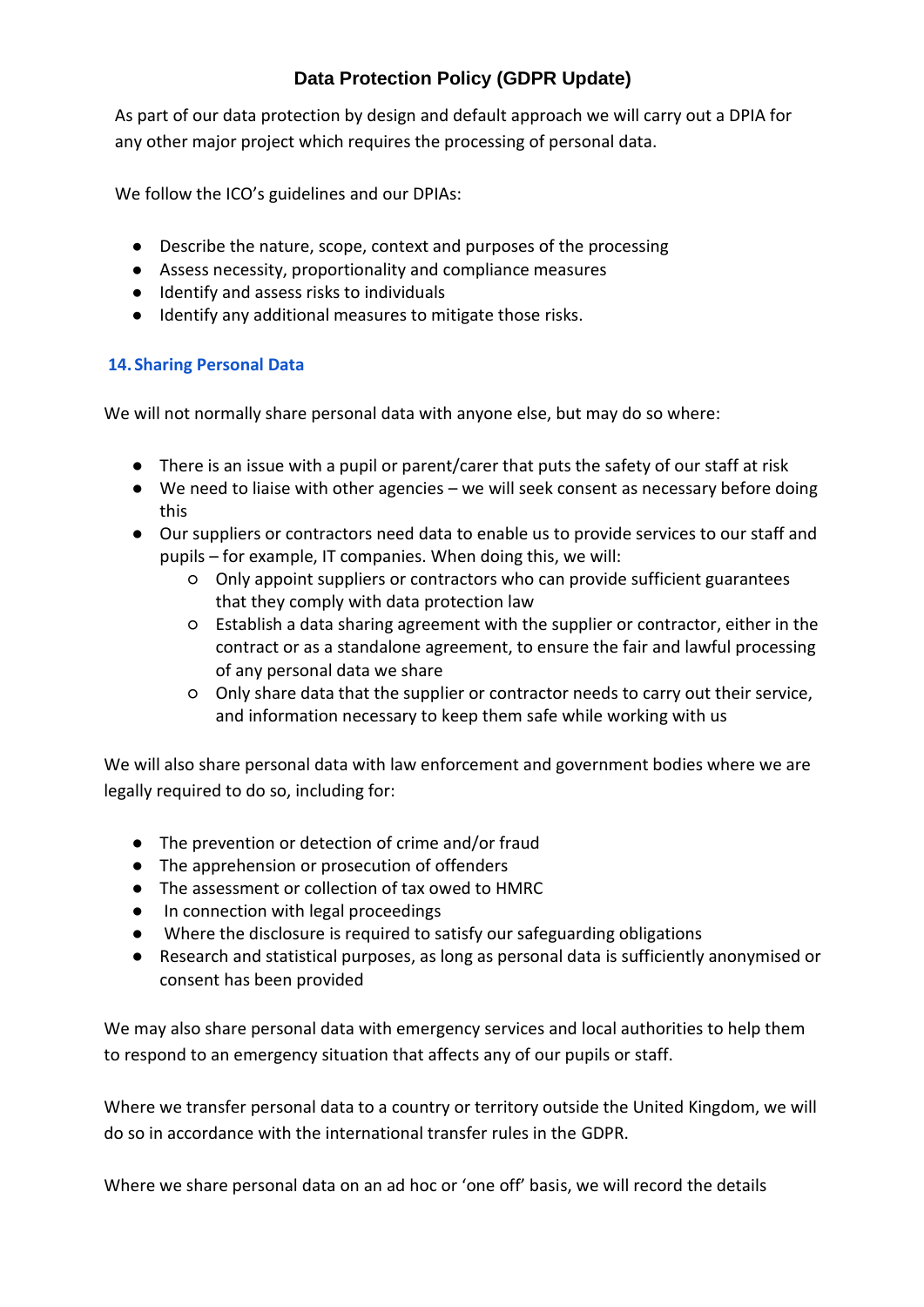As part of our data protection by design and default approach we will carry out a DPIA for any other major project which requires the processing of personal data.

We follow the ICO's guidelines and our DPIAs:

- Describe the nature, scope, context and purposes of the processing
- Assess necessity, proportionality and compliance measures
- Identify and assess risks to individuals
- Identify any additional measures to mitigate those risks.

## 14. Sharing Personal Data

We will not normally share personal data with anyone else, but may do so where:

- There is an issue with a pupil or parent/carer that puts the safety of our staff at risk
- We need to liaise with other agencies – we will seek consent as necessary before doing this
- Our suppliers or contractors need data to enable us to provide services to our staff and pupils – for example, IT companies. When doing this, we will:
    - Only appoint suppliers or contractors who can provide sufficient guarantees that they comply with data protection law
    - Establish a data sharing agreement with the supplier or contractor, either in the contract or as a standalone agreement, to ensure the fair and lawful processing of any personal data we share
    - Only share data that the supplier or contractor needs to carry out their service, and information necessary to keep them safe while working with us

We will also share personal data with law enforcement and government bodies where we are legally required to do so, including for:

- The prevention or detection of crime and/or fraud
- The apprehension or prosecution of offenders
- The assessment or collection of tax owed to HMRC
- In connection with legal proceedings
- Where the disclosure is required to satisfy our safeguarding obligations
- Research and statistical purposes, as long as personal data is sufficiently anonymised or consent has been provided

We may also share personal data with emergency services and local authorities to help them to respond to an emergency situation that affects any of our pupils or staff.

Where we transfer personal data to a country or territory outside the United Kingdom, we will do so in accordance with the international transfer rules in the GDPR.

Where we share personal data on an ad hoc or 'one off' basis, we will record the details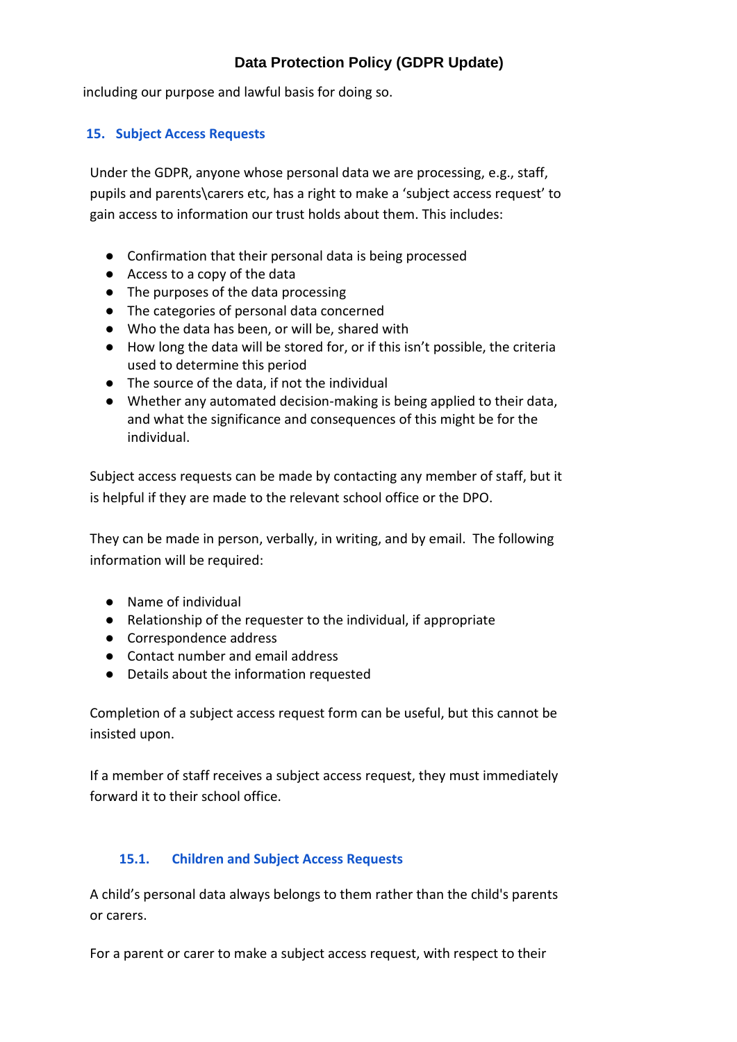including our purpose and lawful basis for doing so.

## 15. Subject Access Requests

Under the GDPR, anyone whose personal data we are processing, e.g., staff, pupils and parents\carers etc, has a right to make a 'subject access request' to gain access to information our trust holds about them. This includes:

- Confirmation that their personal data is being processed
- Access to a copy of the data
- The purposes of the data processing
- The categories of personal data concerned
- Who the data has been, or will be, shared with
- How long the data will be stored for, or if this isn't possible, the criteria used to determine this period
- The source of the data, if not the individual
- Whether any automated decision-making is being applied to their data, and what the significance and consequences of this might be for the individual.

Subject access requests can be made by contacting any member of staff, but it is helpful if they are made to the relevant school office or the DPO.

They can be made in person, verbally, in writing, and by email. The following information will be required:

- Name of individual
- Relationship of the requester to the individual, if appropriate
- Correspondence address
- Contact number and email address
- Details about the information requested

Completion of a subject access request form can be useful, but this cannot be insisted upon.

If a member of staff receives a subject access request, they must immediately forward it to their school office.

### 15.1. Children and Subject Access Requests

A child's personal data always belongs to them rather than the child's parents or carers.

For a parent or carer to make a subject access request, with respect to their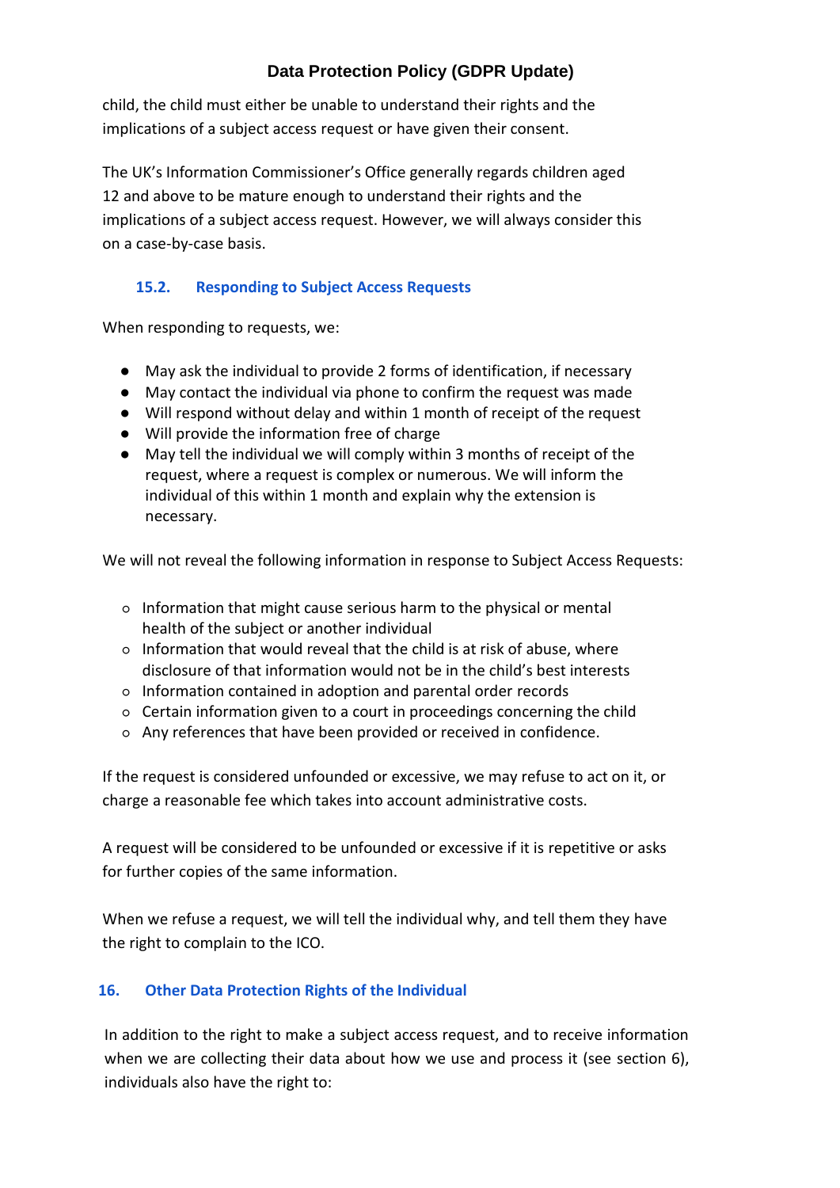child, the child must either be unable to understand their rights and the implications of a subject access request or have given their consent.

The UK's Information Commissioner's Office generally regards children aged 12 and above to be mature enough to understand their rights and the implications of a subject access request. However, we will always consider this on a case-by-case basis.

### 15.2. Responding to Subject Access Requests

When responding to requests, we:

- May ask the individual to provide 2 forms of identification, if necessary
- May contact the individual via phone to confirm the request was made
- Will respond without delay and within 1 month of receipt of the request
- Will provide the information free of charge
- May tell the individual we will comply within 3 months of receipt of the request, where a request is complex or numerous. We will inform the individual of this within 1 month and explain why the extension is necessary.

We will not reveal the following information in response to Subject Access Requests:

- Information that might cause serious harm to the physical or mental health of the subject or another individual
- Information that would reveal that the child is at risk of abuse, where disclosure of that information would not be in the child's best interests
- Information contained in adoption and parental order records
- Certain information given to a court in proceedings concerning the child
- Any references that have been provided or received in confidence.

If the request is considered unfounded or excessive, we may refuse to act on it, or charge a reasonable fee which takes into account administrative costs.

A request will be considered to be unfounded or excessive if it is repetitive or asks for further copies of the same information.

When we refuse a request, we will tell the individual why, and tell them they have the right to complain to the ICO.

## 16. Other Data Protection Rights of the Individual

In addition to the right to make a subject access request, and to receive information when we are collecting their data about how we use and process it (see section 6), individuals also have the right to: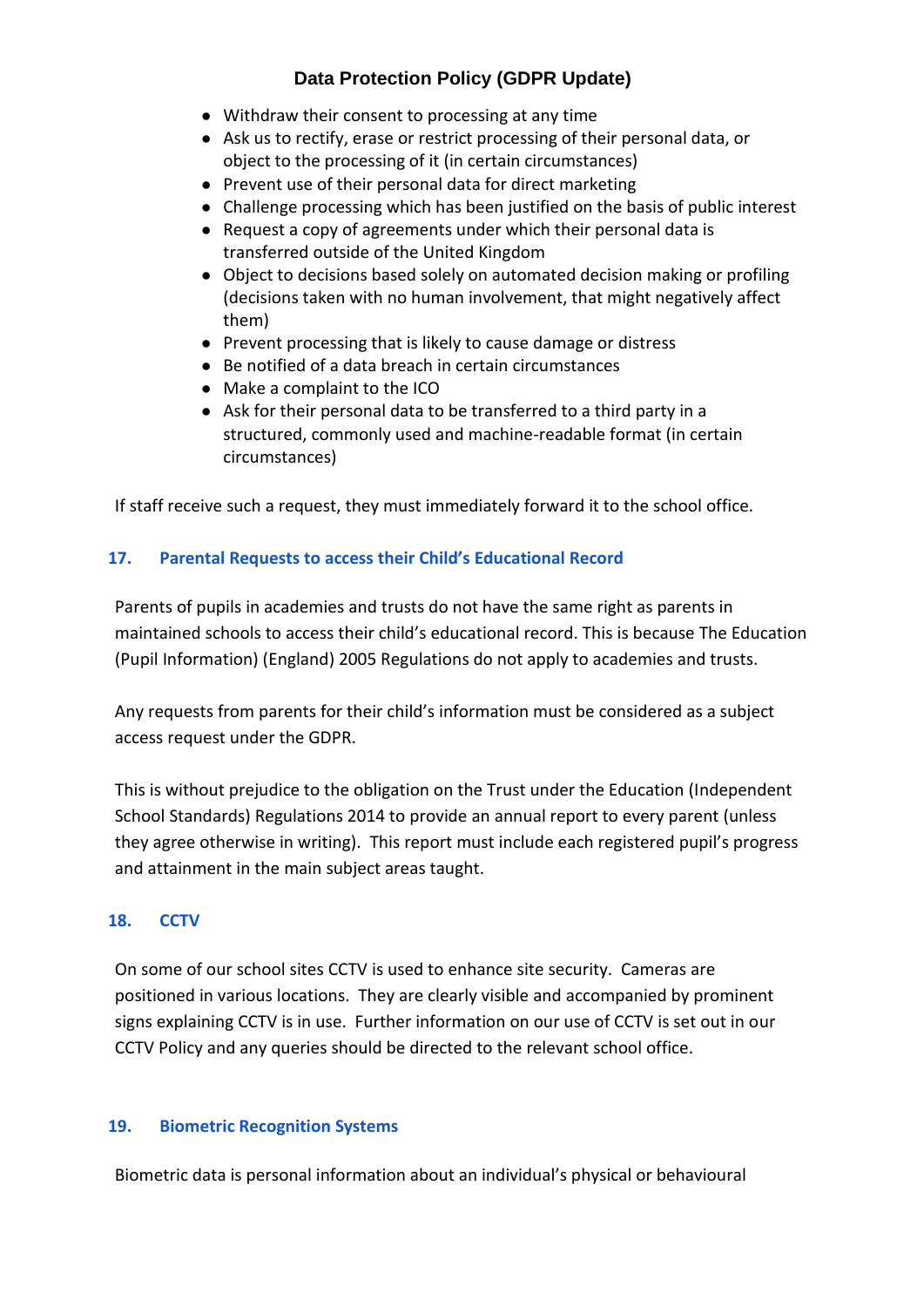- Withdraw their consent to processing at any time
- Ask us to rectify, erase or restrict processing of their personal data, or object to the processing of it (in certain circumstances)
- Prevent use of their personal data for direct marketing
- Challenge processing which has been justified on the basis of public interest
- Request a copy of agreements under which their personal data is transferred outside of the United Kingdom
- Object to decisions based solely on automated decision making or profiling (decisions taken with no human involvement, that might negatively affect them)
- Prevent processing that is likely to cause damage or distress
- Be notified of a data breach in certain circumstances
- Make a complaint to the ICO
- Ask for their personal data to be transferred to a third party in a structured, commonly used and machine-readable format (in certain circumstances)

If staff receive such a request, they must immediately forward it to the school office.

## 17. Parental Requests to access their Child's Educational Record

Parents of pupils in academies and trusts do not have the same right as parents in maintained schools to access their child's educational record. This is because The Education (Pupil Information) (England) 2005 Regulations do not apply to academies and trusts.

Any requests from parents for their child's information must be considered as a subject access request under the GDPR.

This is without prejudice to the obligation on the Trust under the Education (Independent School Standards) Regulations 2014 to provide an annual report to every parent (unless they agree otherwise in writing). This report must include each registered pupil's progress and attainment in the main subject areas taught.

## 18. CCTV

On some of our school sites CCTV is used to enhance site security. Cameras are positioned in various locations. They are clearly visible and accompanied by prominent signs explaining CCTV is in use. Further information on our use of CCTV is set out in our CCTV Policy and any queries should be directed to the relevant school office.

## 19. Biometric Recognition Systems

Biometric data is personal information about an individual's physical or behavioural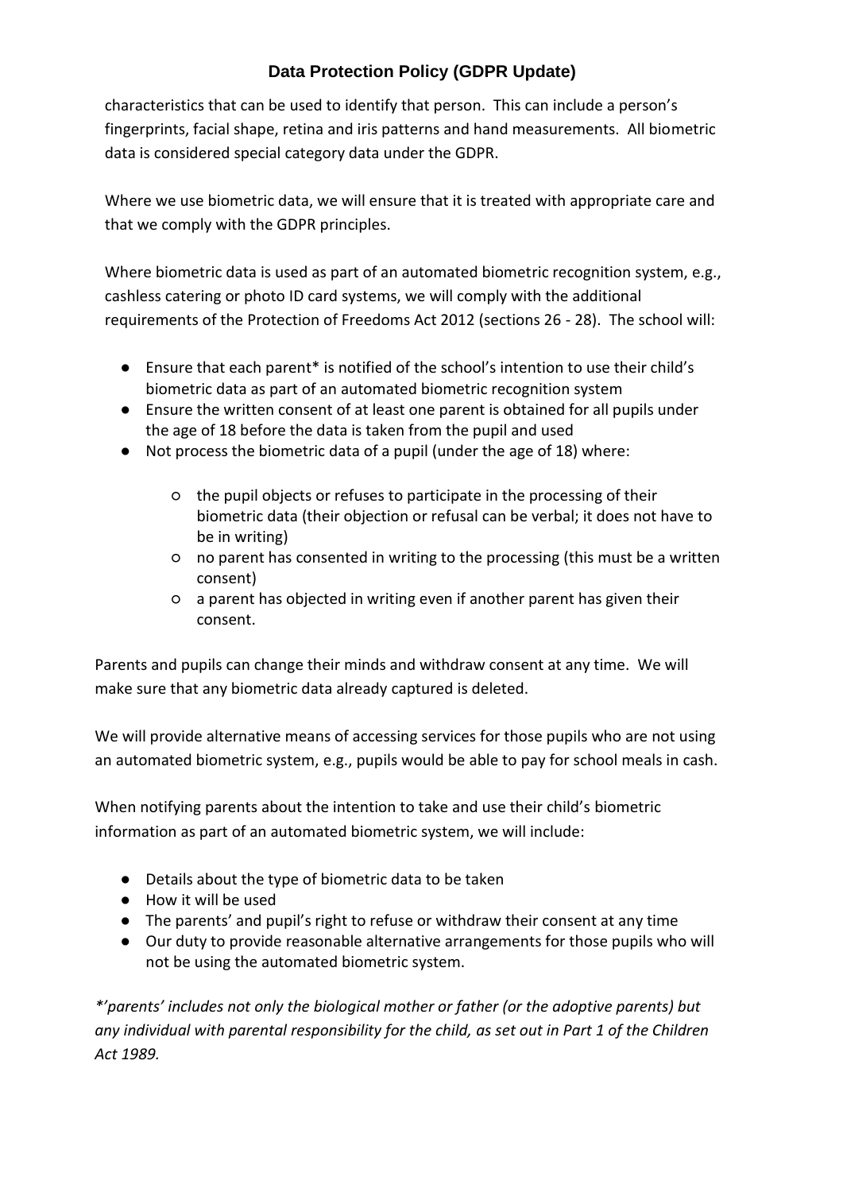characteristics that can be used to identify that person. This can include a person's fingerprints, facial shape, retina and iris patterns and hand measurements. All biometric data is considered special category data under the GDPR.

Where we use biometric data, we will ensure that it is treated with appropriate care and that we comply with the GDPR principles.

Where biometric data is used as part of an automated biometric recognition system, e.g., cashless catering or photo ID card systems, we will comply with the additional requirements of the Protection of Freedoms Act 2012 (sections 26 - 28). The school will:

- Ensure that each parent* is notified of the school's intention to use their child's biometric data as part of an automated biometric recognition system
- Ensure the written consent of at least one parent is obtained for all pupils under the age of 18 before the data is taken from the pupil and used
- Not process the biometric data of a pupil (under the age of 18) where:
    - the pupil objects or refuses to participate in the processing of their biometric data (their objection or refusal can be verbal; it does not have to be in writing)
    - no parent has consented in writing to the processing (this must be a written consent)
    - a parent has objected in writing even if another parent has given their consent.

Parents and pupils can change their minds and withdraw consent at any time. We will make sure that any biometric data already captured is deleted.

We will provide alternative means of accessing services for those pupils who are not using an automated biometric system, e.g., pupils would be able to pay for school meals in cash.

When notifying parents about the intention to take and use their child's biometric information as part of an automated biometric system, we will include:

- Details about the type of biometric data to be taken
- How it will be used
- The parents' and pupil's right to refuse or withdraw their consent at any time
- Our duty to provide reasonable alternative arrangements for those pupils who will not be using the automated biometric system.

*\*'parents' includes not only the biological mother or father (or the adoptive parents) but any individual with parental responsibility for the child, as set out in Part 1 of the Children Act 1989.*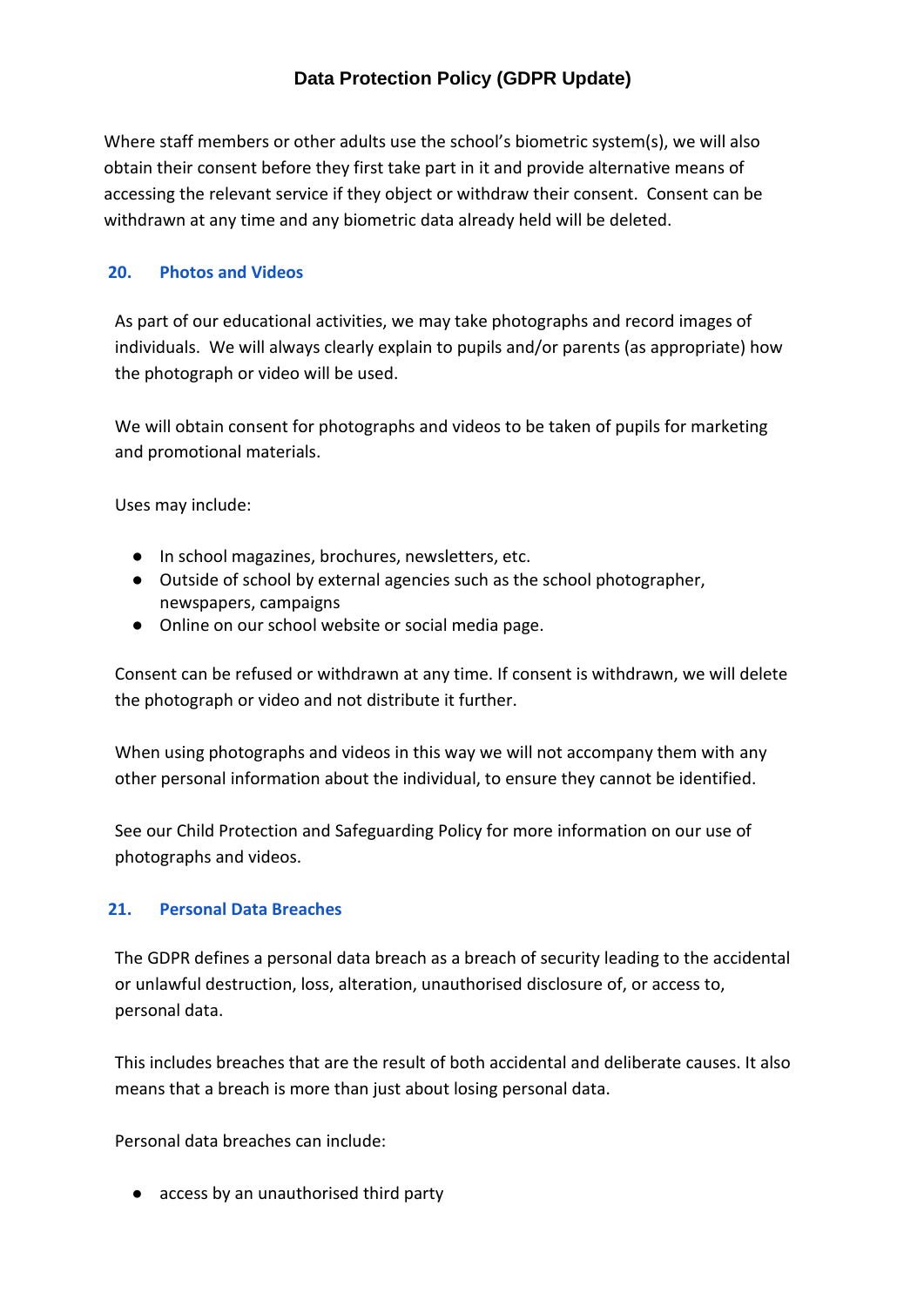Where staff members or other adults use the school's biometric system(s), we will also obtain their consent before they first take part in it and provide alternative means of accessing the relevant service if they object or withdraw their consent. Consent can be withdrawn at any time and any biometric data already held will be deleted.

## 20. Photos and Videos

As part of our educational activities, we may take photographs and record images of individuals. We will always clearly explain to pupils and/or parents (as appropriate) how the photograph or video will be used.

We will obtain consent for photographs and videos to be taken of pupils for marketing and promotional materials.

Uses may include:

- In school magazines, brochures, newsletters, etc.
- Outside of school by external agencies such as the school photographer, newspapers, campaigns
- Online on our school website or social media page.

Consent can be refused or withdrawn at any time. If consent is withdrawn, we will delete the photograph or video and not distribute it further.

When using photographs and videos in this way we will not accompany them with any other personal information about the individual, to ensure they cannot be identified.

See our Child Protection and Safeguarding Policy for more information on our use of photographs and videos.

## 21. Personal Data Breaches

The GDPR defines a personal data breach as a breach of security leading to the accidental or unlawful destruction, loss, alteration, unauthorised disclosure of, or access to, personal data.

This includes breaches that are the result of both accidental and deliberate causes. It also means that a breach is more than just about losing personal data.

Personal data breaches can include:

- access by an unauthorised third party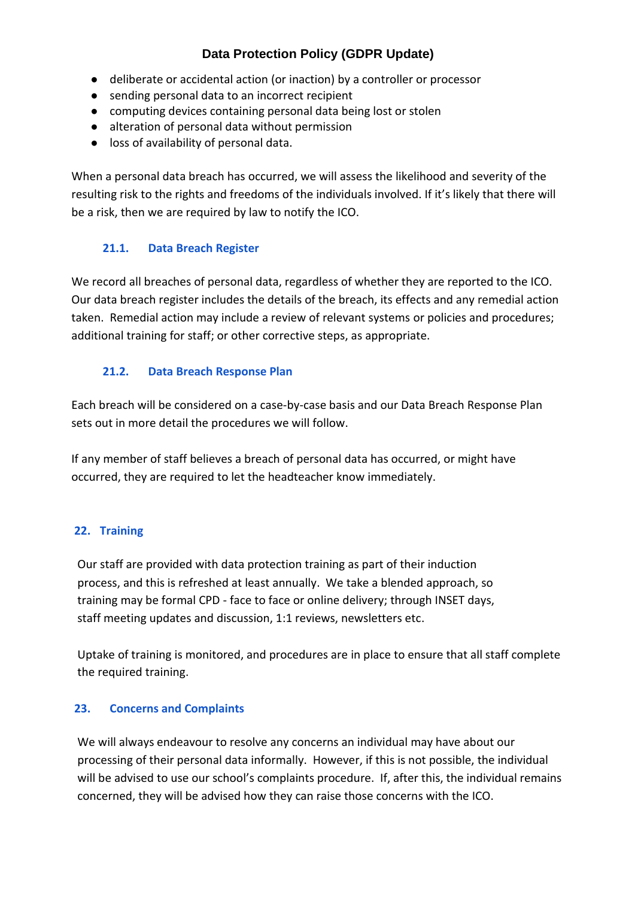- deliberate or accidental action (or inaction) by a controller or processor
- sending personal data to an incorrect recipient
- computing devices containing personal data being lost or stolen
- alteration of personal data without permission
- loss of availability of personal data.

When a personal data breach has occurred, we will assess the likelihood and severity of the resulting risk to the rights and freedoms of the individuals involved. If it's likely that there will be a risk, then we are required by law to notify the ICO.

### 21.1. Data Breach Register

We record all breaches of personal data, regardless of whether they are reported to the ICO. Our data breach register includes the details of the breach, its effects and any remedial action taken. Remedial action may include a review of relevant systems or policies and procedures; additional training for staff; or other corrective steps, as appropriate.

### 21.2. Data Breach Response Plan

Each breach will be considered on a case-by-case basis and our Data Breach Response Plan sets out in more detail the procedures we will follow.

If any member of staff believes a breach of personal data has occurred, or might have occurred, they are required to let the headteacher know immediately.

## 22. Training

Our staff are provided with data protection training as part of their induction process, and this is refreshed at least annually. We take a blended approach, so training may be formal CPD - face to face or online delivery; through INSET days, staff meeting updates and discussion, 1:1 reviews, newsletters etc.

Uptake of training is monitored, and procedures are in place to ensure that all staff complete the required training.

## 23. Concerns and Complaints

We will always endeavour to resolve any concerns an individual may have about our processing of their personal data informally. However, if this is not possible, the individual will be advised to use our school's complaints procedure. If, after this, the individual remains concerned, they will be advised how they can raise those concerns with the ICO.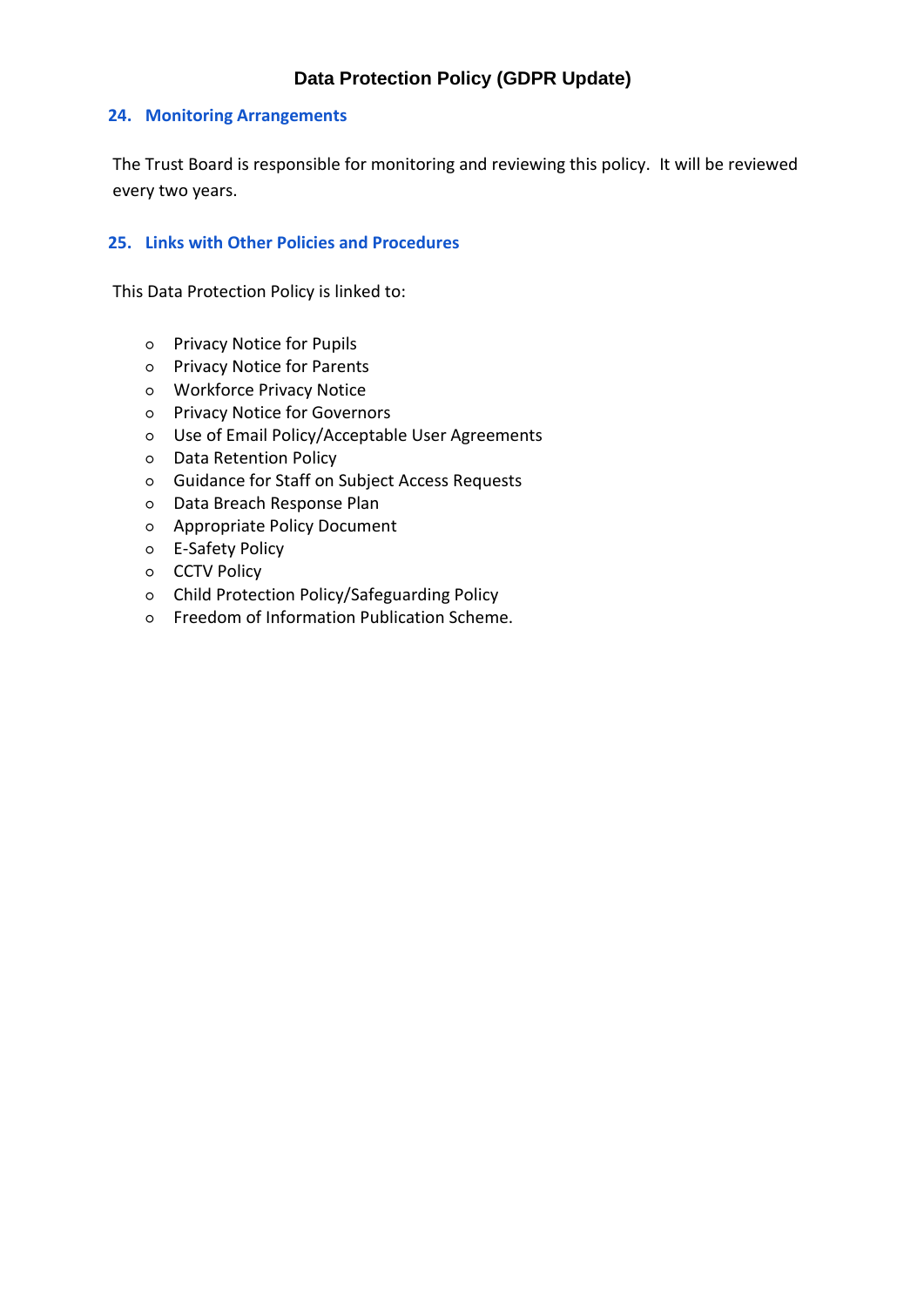## 24. Monitoring Arrangements

The Trust Board is responsible for monitoring and reviewing this policy. It will be reviewed every two years.

## 25. Links with Other Policies and Procedures

This Data Protection Policy is linked to:

- Privacy Notice for Pupils
- Privacy Notice for Parents
- Workforce Privacy Notice
- Privacy Notice for Governors
- Use of Email Policy/Acceptable User Agreements
- Data Retention Policy
- Guidance for Staff on Subject Access Requests
- Data Breach Response Plan
- Appropriate Policy Document
- E-Safety Policy
- CCTV Policy
- Child Protection Policy/Safeguarding Policy
- Freedom of Information Publication Scheme.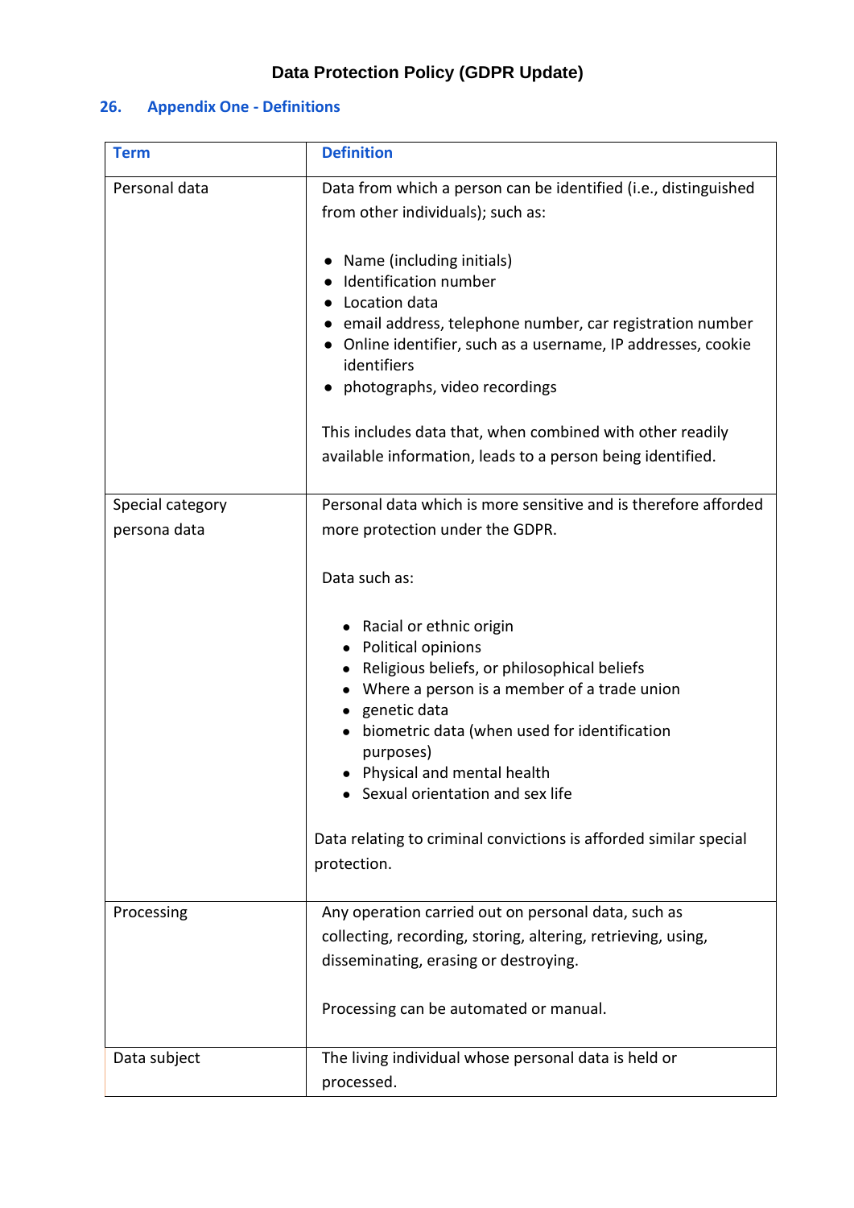## 26. Appendix One - Definitions

| Term | Definition |
|---|---|
| Personal data | Data from which a person can be identified (i.e., distinguished from other individuals); such as:<br><br>• Name (including initials)<br>• Identification number<br>• Location data<br>• email address, telephone number, car registration number<br>• Online identifier, such as a username, IP addresses, cookie identifiers<br>• photographs, video recordings<br><br>This includes data that, when combined with other readily available information, leads to a person being identified. |
| Special category persona data | Personal data which is more sensitive and is therefore afforded more protection under the GDPR.<br><br>Data such as:<br><br>• Racial or ethnic origin<br>• Political opinions<br>• Religious beliefs, or philosophical beliefs<br>• Where a person is a member of a trade union<br>• genetic data<br>• biometric data (when used for identification purposes)<br>• Physical and mental health<br>• Sexual orientation and sex life<br><br>Data relating to criminal convictions is afforded similar special protection. |
| Processing | Any operation carried out on personal data, such as collecting, recording, storing, altering, retrieving, using, disseminating, erasing or destroying.<br><br>Processing can be automated or manual. |
| Data subject | The living individual whose personal data is held or processed. |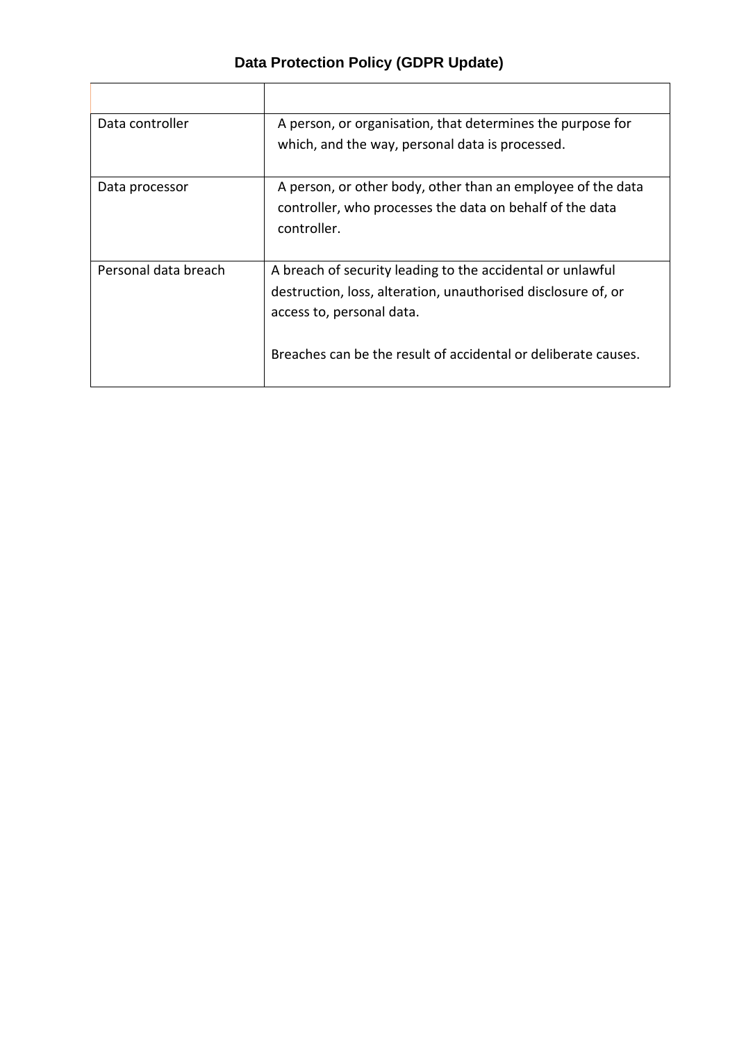| | |
|---|---|
| Data controller | A person, or organisation, that determines the purpose for which, and the way, personal data is processed. |
| Data processor | A person, or other body, other than an employee of the data controller, who processes the data on behalf of the data controller. |
| Personal data breach | A breach of security leading to the accidental or unlawful destruction, loss, alteration, unauthorised disclosure of, or access to, personal data.<br><br>Breaches can be the result of accidental or deliberate causes. |